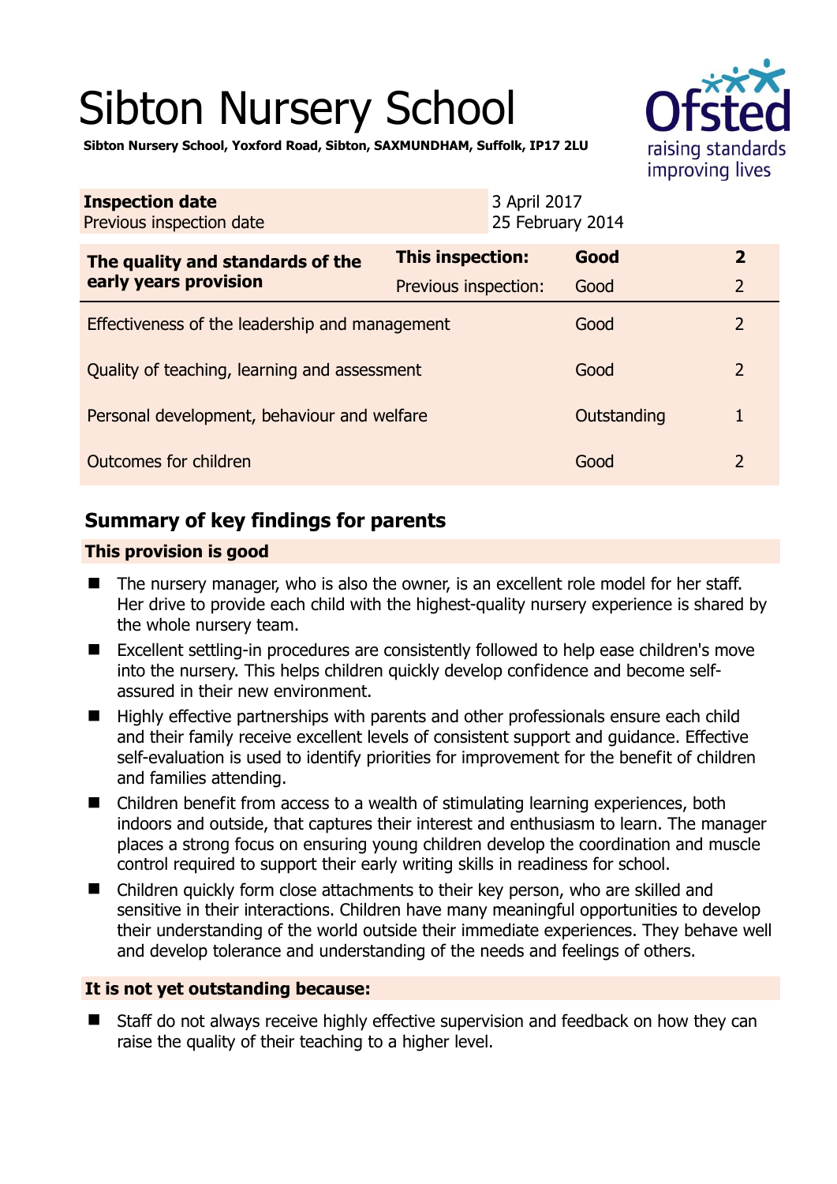# Sibton Nursery School

**Sibton Nursery School, Yoxford Road, Sibton, SAXMUNDHAM, Suffolk, IP17 2LU**

| **Inspection date** | 3 April 2017 |
|---|---|
| Previous inspection date | 25 February 2014 |

| **The quality and standards of the early years provision** | **This inspection:** | **Good** | **2** |
|---|---|---|---|
| | Previous inspection: | Good | 2 |
| Effectiveness of the leadership and management | | Good | 2 |
| Quality of teaching, learning and assessment | | Good | 2 |
| Personal development, behaviour and welfare | | Outstanding | 1 |
| Outcomes for children | | Good | 2 |

## Summary of key findings for parents

### This provision is good

- The nursery manager, who is also the owner, is an excellent role model for her staff. Her drive to provide each child with the highest-quality nursery experience is shared by the whole nursery team.
- Excellent settling-in procedures are consistently followed to help ease children's move into the nursery. This helps children quickly develop confidence and become self-assured in their new environment.
- Highly effective partnerships with parents and other professionals ensure each child and their family receive excellent levels of consistent support and guidance. Effective self-evaluation is used to identify priorities for improvement for the benefit of children and families attending.
- Children benefit from access to a wealth of stimulating learning experiences, both indoors and outside, that captures their interest and enthusiasm to learn. The manager places a strong focus on ensuring young children develop the coordination and muscle control required to support their early writing skills in readiness for school.
- Children quickly form close attachments to their key person, who are skilled and sensitive in their interactions. Children have many meaningful opportunities to develop their understanding of the world outside their immediate experiences. They behave well and develop tolerance and understanding of the needs and feelings of others.

### It is not yet outstanding because:

- Staff do not always receive highly effective supervision and feedback on how they can raise the quality of their teaching to a higher level.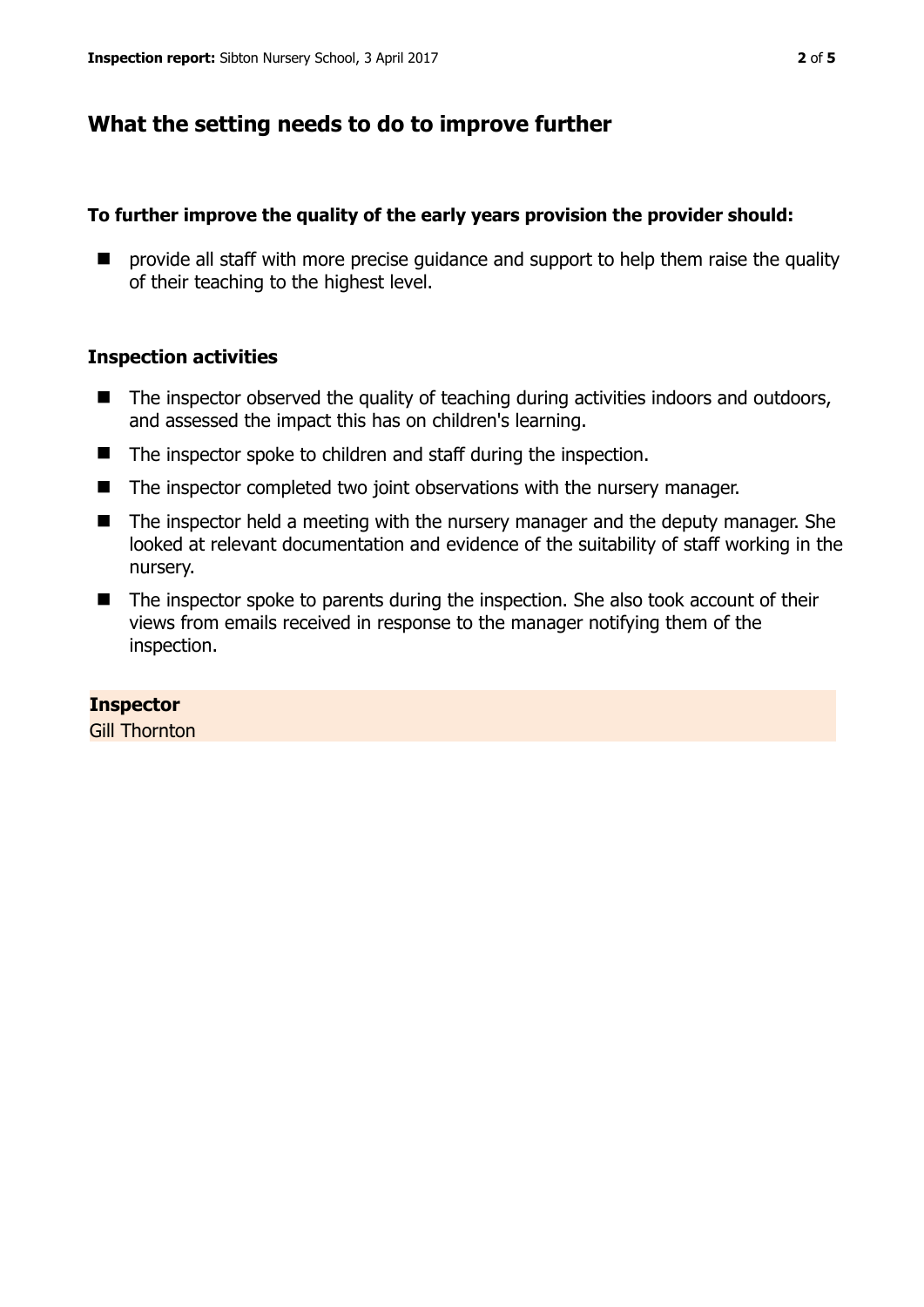## What the setting needs to do to improve further

**To further improve the quality of the early years provision the provider should:**

- provide all staff with more precise guidance and support to help them raise the quality of their teaching to the highest level.

### Inspection activities

- The inspector observed the quality of teaching during activities indoors and outdoors, and assessed the impact this has on children's learning.
- The inspector spoke to children and staff during the inspection.
- The inspector completed two joint observations with the nursery manager.
- The inspector held a meeting with the nursery manager and the deputy manager. She looked at relevant documentation and evidence of the suitability of staff working in the nursery.
- The inspector spoke to parents during the inspection. She also took account of their views from emails received in response to the manager notifying them of the inspection.

**Inspector**
Gill Thornton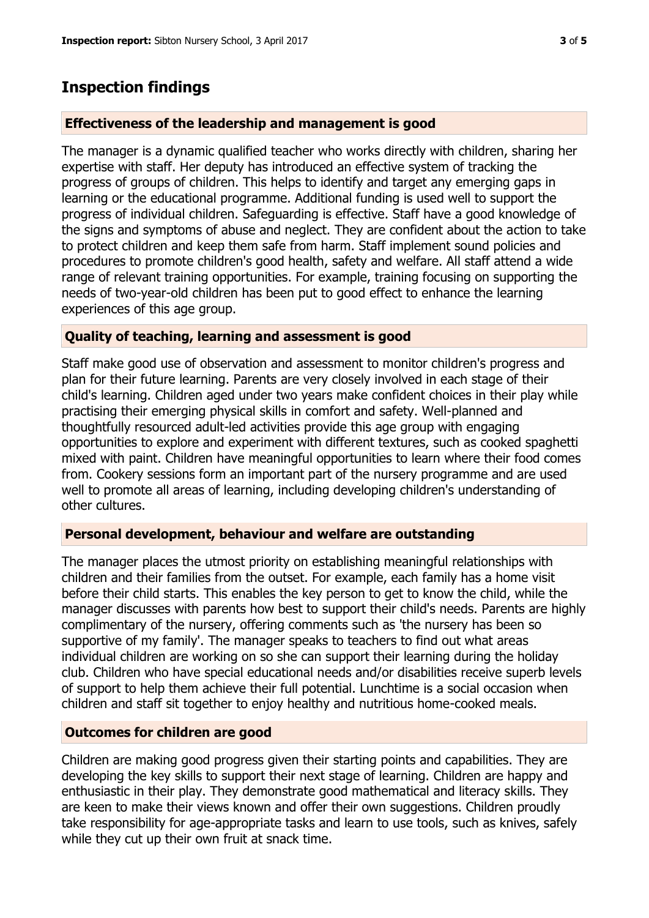## Inspection findings

### Effectiveness of the leadership and management is good

The manager is a dynamic qualified teacher who works directly with children, sharing her expertise with staff. Her deputy has introduced an effective system of tracking the progress of groups of children. This helps to identify and target any emerging gaps in learning or the educational programme. Additional funding is used well to support the progress of individual children. Safeguarding is effective. Staff have a good knowledge of the signs and symptoms of abuse and neglect. They are confident about the action to take to protect children and keep them safe from harm. Staff implement sound policies and procedures to promote children's good health, safety and welfare. All staff attend a wide range of relevant training opportunities. For example, training focusing on supporting the needs of two-year-old children has been put to good effect to enhance the learning experiences of this age group.

### Quality of teaching, learning and assessment is good

Staff make good use of observation and assessment to monitor children's progress and plan for their future learning. Parents are very closely involved in each stage of their child's learning. Children aged under two years make confident choices in their play while practising their emerging physical skills in comfort and safety. Well-planned and thoughtfully resourced adult-led activities provide this age group with engaging opportunities to explore and experiment with different textures, such as cooked spaghetti mixed with paint. Children have meaningful opportunities to learn where their food comes from. Cookery sessions form an important part of the nursery programme and are used well to promote all areas of learning, including developing children's understanding of other cultures.

### Personal development, behaviour and welfare are outstanding

The manager places the utmost priority on establishing meaningful relationships with children and their families from the outset. For example, each family has a home visit before their child starts. This enables the key person to get to know the child, while the manager discusses with parents how best to support their child's needs. Parents are highly complimentary of the nursery, offering comments such as 'the nursery has been so supportive of my family'. The manager speaks to teachers to find out what areas individual children are working on so she can support their learning during the holiday club. Children who have special educational needs and/or disabilities receive superb levels of support to help them achieve their full potential. Lunchtime is a social occasion when children and staff sit together to enjoy healthy and nutritious home-cooked meals.

### Outcomes for children are good

Children are making good progress given their starting points and capabilities. They are developing the key skills to support their next stage of learning. Children are happy and enthusiastic in their play. They demonstrate good mathematical and literacy skills. They are keen to make their views known and offer their own suggestions. Children proudly take responsibility for age-appropriate tasks and learn to use tools, such as knives, safely while they cut up their own fruit at snack time.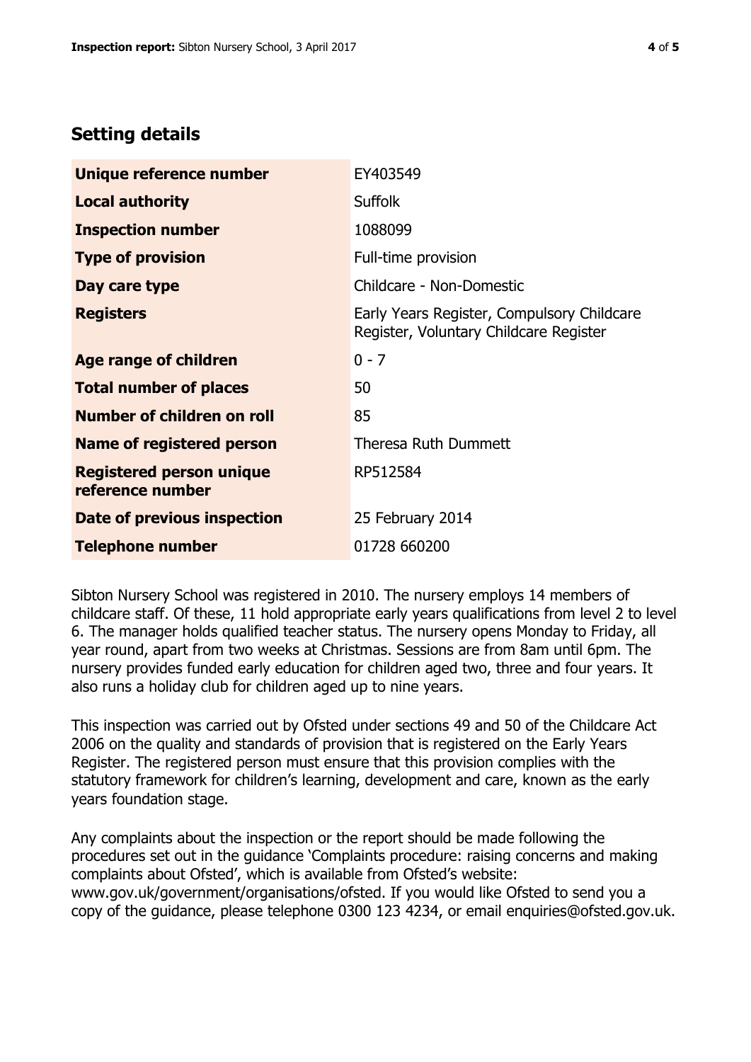## Setting details

| | |
|---|---|
| **Unique reference number** | EY403549 |
| **Local authority** | Suffolk |
| **Inspection number** | 1088099 |
| **Type of provision** | Full-time provision |
| **Day care type** | Childcare - Non-Domestic |
| **Registers** | Early Years Register, Compulsory Childcare Register, Voluntary Childcare Register |
| **Age range of children** | 0 - 7 |
| **Total number of places** | 50 |
| **Number of children on roll** | 85 |
| **Name of registered person** | Theresa Ruth Dummett |
| **Registered person unique reference number** | RP512584 |
| **Date of previous inspection** | 25 February 2014 |
| **Telephone number** | 01728 660200 |

Sibton Nursery School was registered in 2010. The nursery employs 14 members of childcare staff. Of these, 11 hold appropriate early years qualifications from level 2 to level 6. The manager holds qualified teacher status. The nursery opens Monday to Friday, all year round, apart from two weeks at Christmas. Sessions are from 8am until 6pm. The nursery provides funded early education for children aged two, three and four years. It also runs a holiday club for children aged up to nine years.

This inspection was carried out by Ofsted under sections 49 and 50 of the Childcare Act 2006 on the quality and standards of provision that is registered on the Early Years Register. The registered person must ensure that this provision complies with the statutory framework for children's learning, development and care, known as the early years foundation stage.

Any complaints about the inspection or the report should be made following the procedures set out in the guidance 'Complaints procedure: raising concerns and making complaints about Ofsted', which is available from Ofsted's website: www.gov.uk/government/organisations/ofsted. If you would like Ofsted to send you a copy of the guidance, please telephone 0300 123 4234, or email enquiries@ofsted.gov.uk.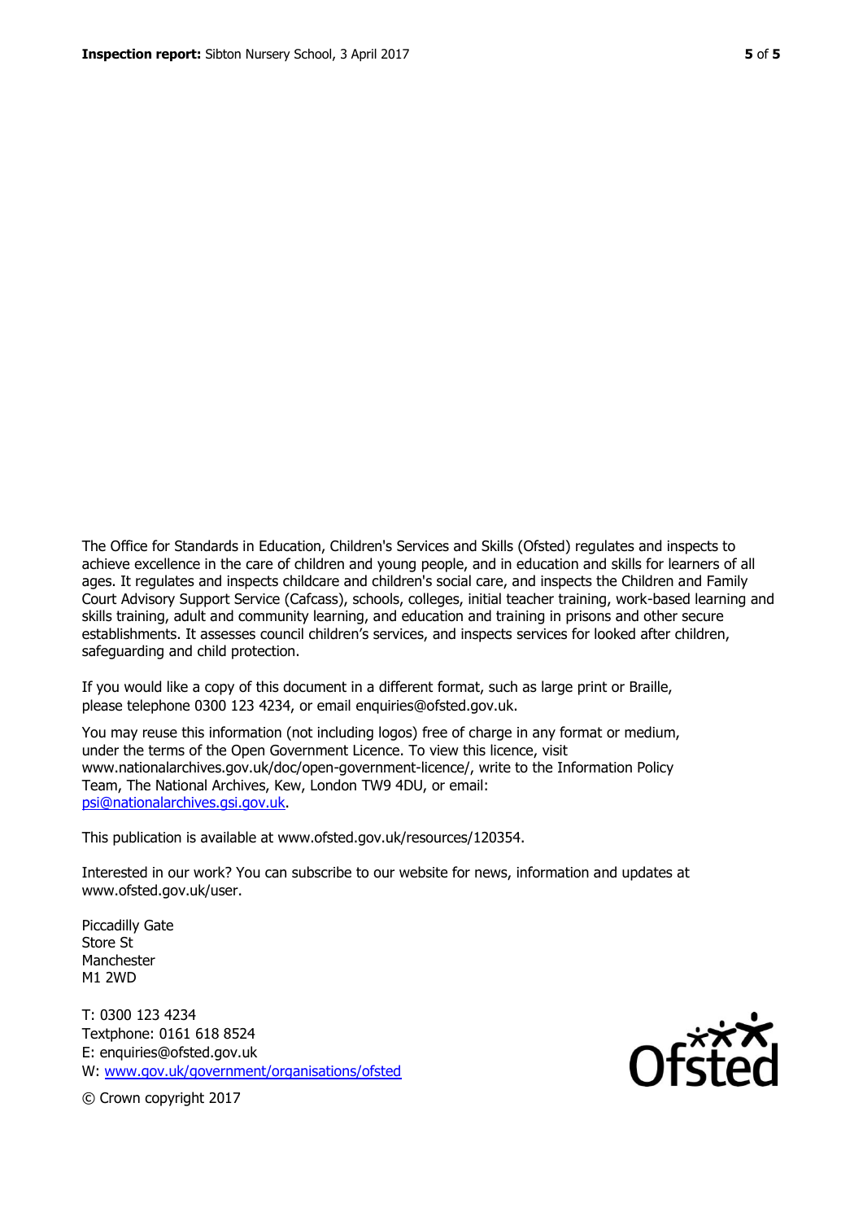The Office for Standards in Education, Children's Services and Skills (Ofsted) regulates and inspects to achieve excellence in the care of children and young people, and in education and skills for learners of all ages. It regulates and inspects childcare and children's social care, and inspects the Children and Family Court Advisory Support Service (Cafcass), schools, colleges, initial teacher training, work-based learning and skills training, adult and community learning, and education and training in prisons and other secure establishments. It assesses council children's services, and inspects services for looked after children, safeguarding and child protection.

If you would like a copy of this document in a different format, such as large print or Braille, please telephone 0300 123 4234, or email enquiries@ofsted.gov.uk.

You may reuse this information (not including logos) free of charge in any format or medium, under the terms of the Open Government Licence. To view this licence, visit www.nationalarchives.gov.uk/doc/open-government-licence/, write to the Information Policy Team, The National Archives, Kew, London TW9 4DU, or email: psi@nationalarchives.gsi.gov.uk.

This publication is available at www.ofsted.gov.uk/resources/120354.

Interested in our work? You can subscribe to our website for news, information and updates at www.ofsted.gov.uk/user.

Piccadilly Gate
Store St
Manchester
M1 2WD

T: 0300 123 4234
Textphone: 0161 618 8524
E: enquiries@ofsted.gov.uk
W: www.gov.uk/government/organisations/ofsted

© Crown copyright 2017